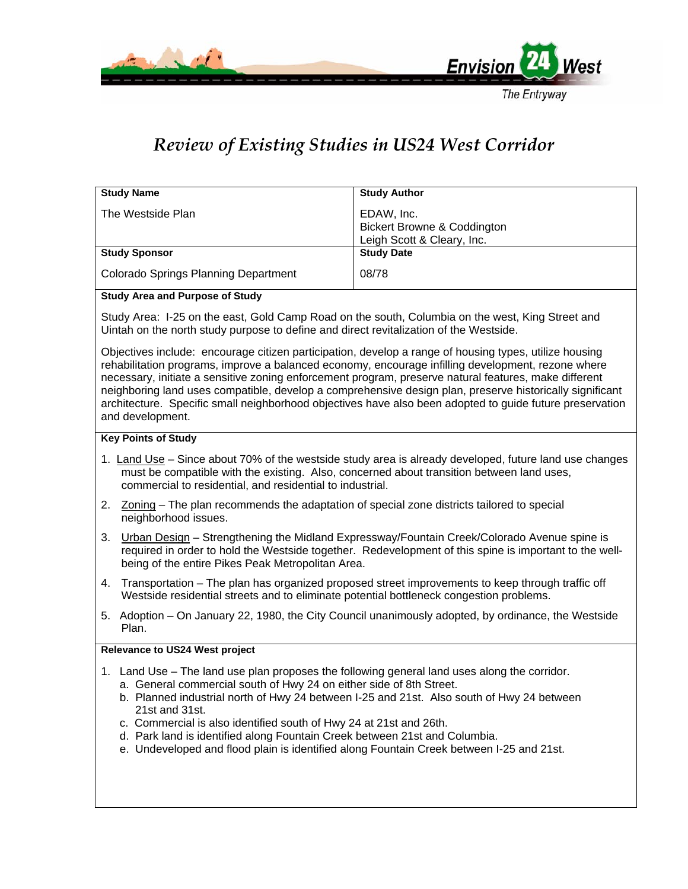# Review of Existing Studies in US24 West Corridor

| Study Name | Study Author |
|---|---|
| The Westside Plan | EDAW, Inc.<br>Bickert Browne & Coddington<br>Leigh Scott & Cleary, Inc. |
| **Study Sponsor** | **Study Date** |
| Colorado Springs Planning Department | 08/78 |

**Study Area and Purpose of Study**

Study Area: I-25 on the east, Gold Camp Road on the south, Columbia on the west, King Street and Uintah on the north study purpose to define and direct revitalization of the Westside.

Objectives include: encourage citizen participation, develop a range of housing types, utilize housing rehabilitation programs, improve a balanced economy, encourage infilling development, rezone where necessary, initiate a sensitive zoning enforcement program, preserve natural features, make different neighboring land uses compatible, develop a comprehensive design plan, preserve historically significant architecture. Specific small neighborhood objectives have also been adopted to guide future preservation and development.

**Key Points of Study**

1. Land Use – Since about 70% of the westside study area is already developed, future land use changes must be compatible with the existing. Also, concerned about transition between land uses, commercial to residential, and residential to industrial.
2. Zoning – The plan recommends the adaptation of special zone districts tailored to special neighborhood issues.
3. Urban Design – Strengthening the Midland Expressway/Fountain Creek/Colorado Avenue spine is required in order to hold the Westside together. Redevelopment of this spine is important to the well-being of the entire Pikes Peak Metropolitan Area.
4. Transportation – The plan has organized proposed street improvements to keep through traffic off Westside residential streets and to eliminate potential bottleneck congestion problems.
5. Adoption – On January 22, 1980, the City Council unanimously adopted, by ordinance, the Westside Plan.

**Relevance to US24 West project**

1. Land Use – The land use plan proposes the following general land uses along the corridor.
   a. General commercial south of Hwy 24 on either side of 8th Street.
   b. Planned industrial north of Hwy 24 between I-25 and 21st. Also south of Hwy 24 between 21st and 31st.
   c. Commercial is also identified south of Hwy 24 at 21st and 26th.
   d. Park land is identified along Fountain Creek between 21st and Columbia.
   e. Undeveloped and flood plain is identified along Fountain Creek between I-25 and 21st.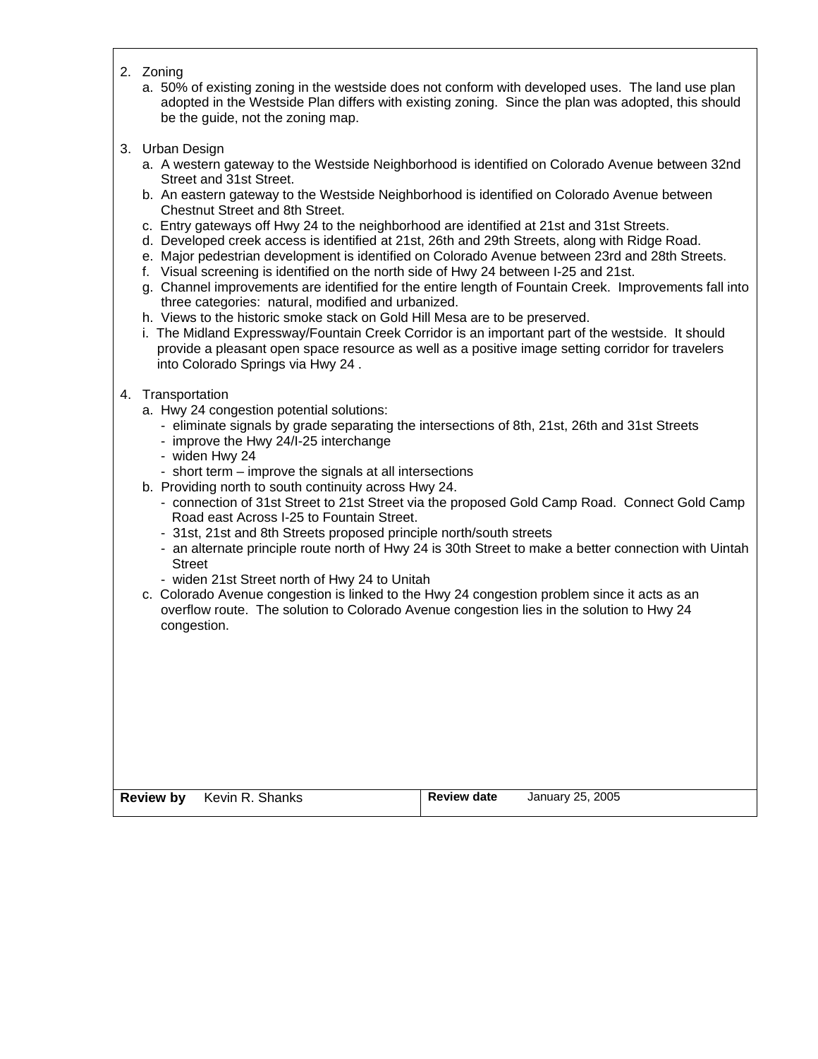2. Zoning
   a. 50% of existing zoning in the westside does not conform with developed uses. The land use plan adopted in the Westside Plan differs with existing zoning. Since the plan was adopted, this should be the guide, not the zoning map.

3. Urban Design
   a. A western gateway to the Westside Neighborhood is identified on Colorado Avenue between 32nd Street and 31st Street.
   b. An eastern gateway to the Westside Neighborhood is identified on Colorado Avenue between Chestnut Street and 8th Street.
   c. Entry gateways off Hwy 24 to the neighborhood are identified at 21st and 31st Streets.
   d. Developed creek access is identified at 21st, 26th and 29th Streets, along with Ridge Road.
   e. Major pedestrian development is identified on Colorado Avenue between 23rd and 28th Streets.
   f. Visual screening is identified on the north side of Hwy 24 between I-25 and 21st.
   g. Channel improvements are identified for the entire length of Fountain Creek. Improvements fall into three categories: natural, modified and urbanized.
   h. Views to the historic smoke stack on Gold Hill Mesa are to be preserved.
   i. The Midland Expressway/Fountain Creek Corridor is an important part of the westside. It should provide a pleasant open space resource as well as a positive image setting corridor for travelers into Colorado Springs via Hwy 24 .

4. Transportation
   a. Hwy 24 congestion potential solutions:
      - eliminate signals by grade separating the intersections of 8th, 21st, 26th and 31st Streets
      - improve the Hwy 24/I-25 interchange
      - widen Hwy 24
      - short term – improve the signals at all intersections
   b. Providing north to south continuity across Hwy 24.
      - connection of 31st Street to 21st Street via the proposed Gold Camp Road. Connect Gold Camp Road east Across I-25 to Fountain Street.
      - 31st, 21st and 8th Streets proposed principle north/south streets
      - an alternate principle route north of Hwy 24 is 30th Street to make a better connection with Uintah Street
      - widen 21st Street north of Hwy 24 to Unitah
   c. Colorado Avenue congestion is linked to the Hwy 24 congestion problem since it acts as an overflow route. The solution to Colorado Avenue congestion lies in the solution to Hwy 24 congestion.

| | |
|---|---|
| **Review by** Kevin R. Shanks | **Review date** January 25, 2005 |